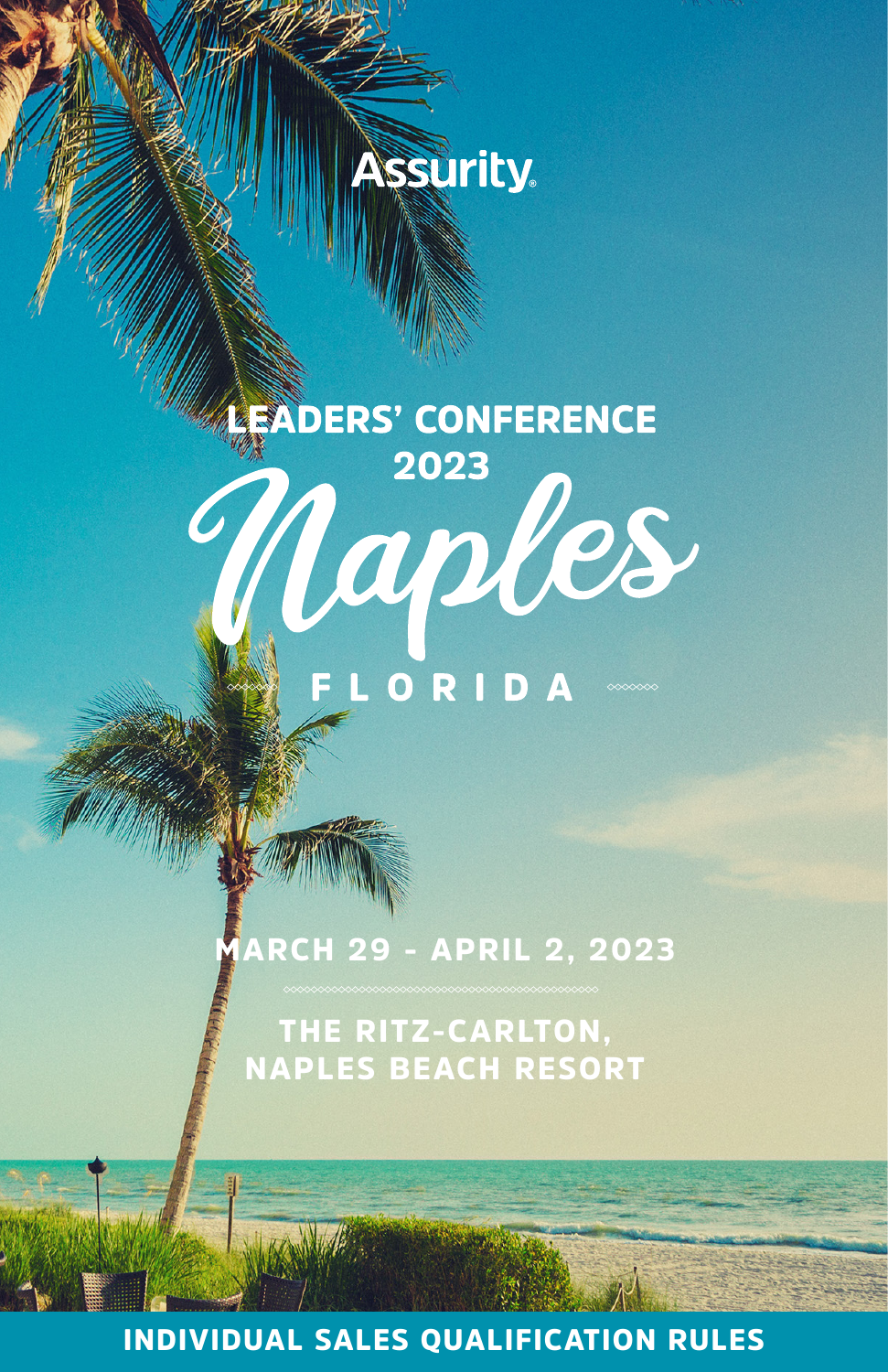Assurity®

# LEADERS' CONFERENCE 2023

# Naples

## FLORIDA

**MARCH 29 - APRIL 2, 2023**

**THE RITZ-CARLTON, NAPLES BEACH RESORT**

**INDIVIDUAL SALES QUALIFICATION RULES**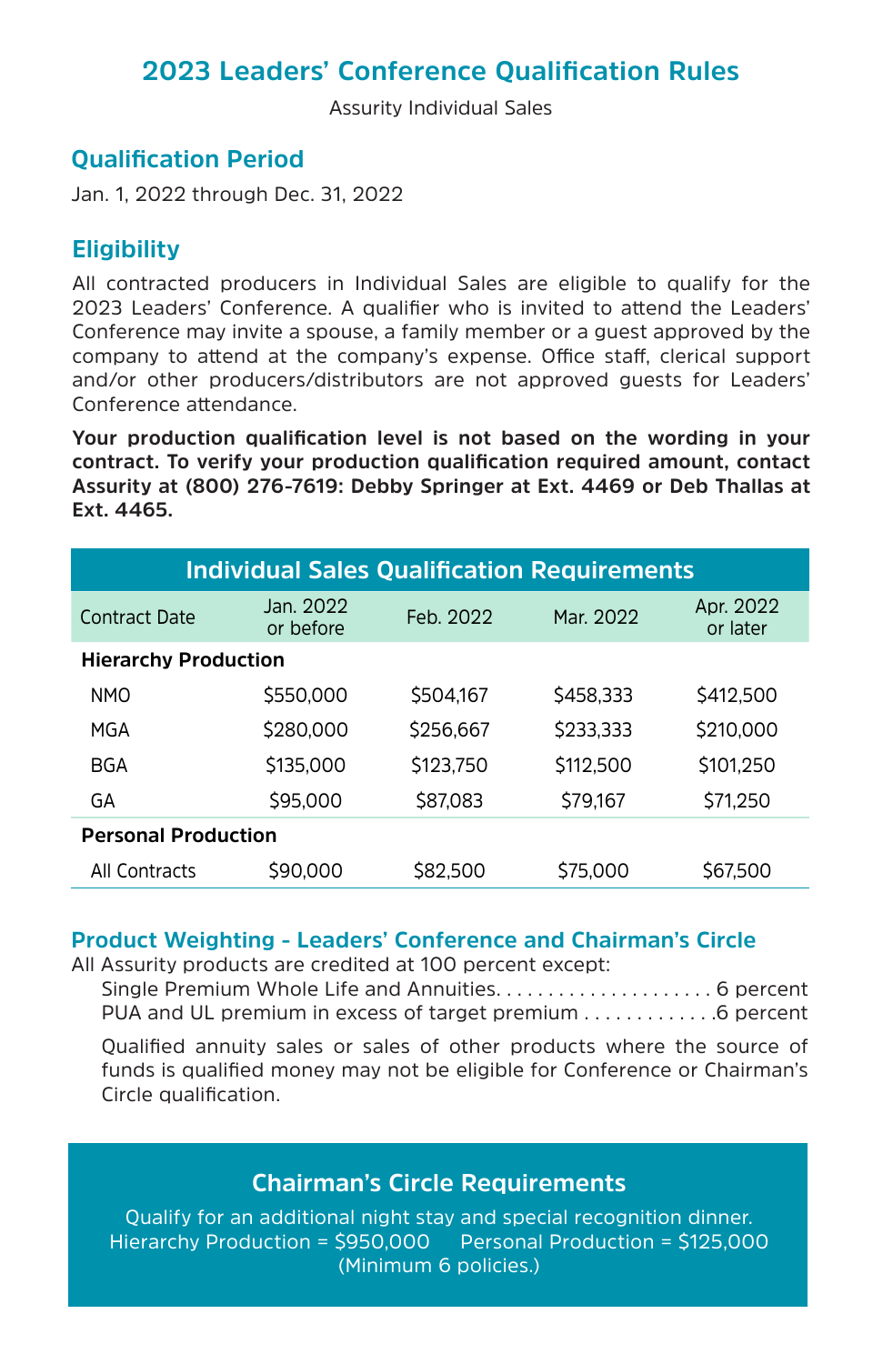# 2023 Leaders' Conference Qualification Rules

Assurity Individual Sales

## Qualification Period

Jan. 1, 2022 through Dec. 31, 2022

## Eligibility

All contracted producers in Individual Sales are eligible to qualify for the 2023 Leaders' Conference. A qualifier who is invited to attend the Leaders' Conference may invite a spouse, a family member or a guest approved by the company to attend at the company's expense. Office staff, clerical support and/or other producers/distributors are not approved guests for Leaders' Conference attendance.

**Your production qualification level is not based on the wording in your contract. To verify your production qualification required amount, contact Assurity at (800) 276-7619: Debby Springer at Ext. 4469 or Deb Thallas at Ext. 4465.**

| Individual Sales Qualification Requirements | | | | |
|---|---|---|---|---|
| Contract Date | Jan. 2022 or before | Feb. 2022 | Mar. 2022 | Apr. 2022 or later |
| **Hierarchy Production** | | | | |
| NMO | $550,000 | $504,167 | $458,333 | $412,500 |
| MGA | $280,000 | $256,667 | $233,333 | $210,000 |
| BGA | $135,000 | $123,750 | $112,500 | $101,250 |
| GA | $95,000 | $87,083 | $79,167 | $71,250 |
| **Personal Production** | | | | |
| All Contracts | $90,000 | $82,500 | $75,000 | $67,500 |

### Product Weighting - Leaders' Conference and Chairman's Circle

All Assurity products are credited at 100 percent except:

- Single Premium Whole Life and Annuities....................6 percent
- PUA and UL premium in excess of target premium .............6 percent

Qualified annuity sales or sales of other products where the source of funds is qualified money may not be eligible for Conference or Chairman's Circle qualification.

## Chairman's Circle Requirements

Qualify for an additional night stay and special recognition dinner.

Hierarchy Production = $950,000 Personal Production = $125,000

(Minimum 6 policies.)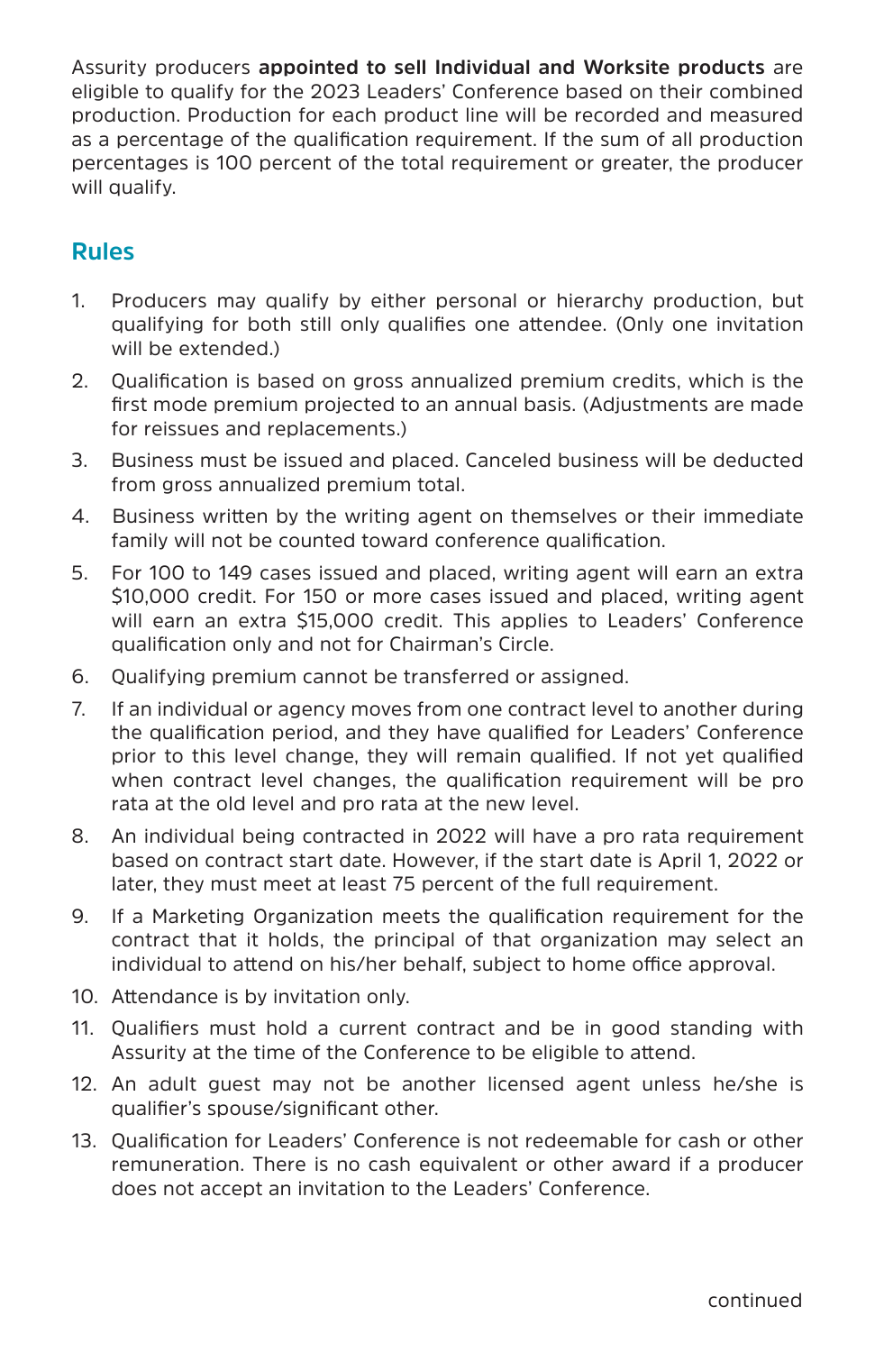Assurity producers **appointed to sell Individual and Worksite products** are eligible to qualify for the 2023 Leaders' Conference based on their combined production. Production for each product line will be recorded and measured as a percentage of the qualification requirement. If the sum of all production percentages is 100 percent of the total requirement or greater, the producer will qualify.

## Rules

1. Producers may qualify by either personal or hierarchy production, but qualifying for both still only qualifies one attendee. (Only one invitation will be extended.)
2. Qualification is based on gross annualized premium credits, which is the first mode premium projected to an annual basis. (Adjustments are made for reissues and replacements.)
3. Business must be issued and placed. Canceled business will be deducted from gross annualized premium total.
4. Business written by the writing agent on themselves or their immediate family will not be counted toward conference qualification.
5. For 100 to 149 cases issued and placed, writing agent will earn an extra $10,000 credit. For 150 or more cases issued and placed, writing agent will earn an extra $15,000 credit. This applies to Leaders' Conference qualification only and not for Chairman's Circle.
6. Qualifying premium cannot be transferred or assigned.
7. If an individual or agency moves from one contract level to another during the qualification period, and they have qualified for Leaders' Conference prior to this level change, they will remain qualified. If not yet qualified when contract level changes, the qualification requirement will be pro rata at the old level and pro rata at the new level.
8. An individual being contracted in 2022 will have a pro rata requirement based on contract start date. However, if the start date is April 1, 2022 or later, they must meet at least 75 percent of the full requirement.
9. If a Marketing Organization meets the qualification requirement for the contract that it holds, the principal of that organization may select an individual to attend on his/her behalf, subject to home office approval.
10. Attendance is by invitation only.
11. Qualifiers must hold a current contract and be in good standing with Assurity at the time of the Conference to be eligible to attend.
12. An adult guest may not be another licensed agent unless he/she is qualifier's spouse/significant other.
13. Qualification for Leaders' Conference is not redeemable for cash or other remuneration. There is no cash equivalent or other award if a producer does not accept an invitation to the Leaders' Conference.

continued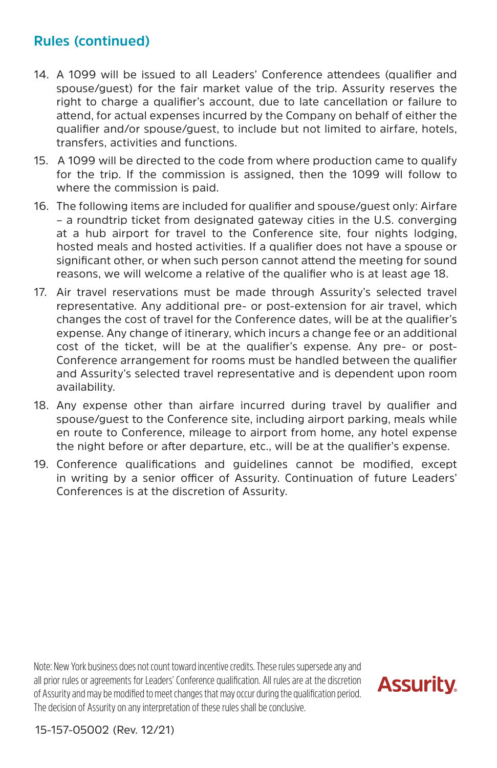## Rules (continued)

14. A 1099 will be issued to all Leaders' Conference attendees (qualifier and spouse/guest) for the fair market value of the trip. Assurity reserves the right to charge a qualifier's account, due to late cancellation or failure to attend, for actual expenses incurred by the Company on behalf of either the qualifier and/or spouse/guest, to include but not limited to airfare, hotels, transfers, activities and functions.
15. A 1099 will be directed to the code from where production came to qualify for the trip. If the commission is assigned, then the 1099 will follow to where the commission is paid.
16. The following items are included for qualifier and spouse/guest only: Airfare – a roundtrip ticket from designated gateway cities in the U.S. converging at a hub airport for travel to the Conference site, four nights lodging, hosted meals and hosted activities. If a qualifier does not have a spouse or significant other, or when such person cannot attend the meeting for sound reasons, we will welcome a relative of the qualifier who is at least age 18.
17. Air travel reservations must be made through Assurity's selected travel representative. Any additional pre- or post-extension for air travel, which changes the cost of travel for the Conference dates, will be at the qualifier's expense. Any change of itinerary, which incurs a change fee or an additional cost of the ticket, will be at the qualifier's expense. Any pre- or post-Conference arrangement for rooms must be handled between the qualifier and Assurity's selected travel representative and is dependent upon room availability.
18. Any expense other than airfare incurred during travel by qualifier and spouse/guest to the Conference site, including airport parking, meals while en route to Conference, mileage to airport from home, any hotel expense the night before or after departure, etc., will be at the qualifier's expense.
19. Conference qualifications and guidelines cannot be modified, except in writing by a senior officer of Assurity. Continuation of future Leaders' Conferences is at the discretion of Assurity.

Note: New York business does not count toward incentive credits. These rules supersede any and all prior rules or agreements for Leaders' Conference qualification. All rules are at the discretion of Assurity and may be modified to meet changes that may occur during the qualification period. The decision of Assurity on any interpretation of these rules shall be conclusive.

Assurity.

15-157-05002 (Rev. 12/21)